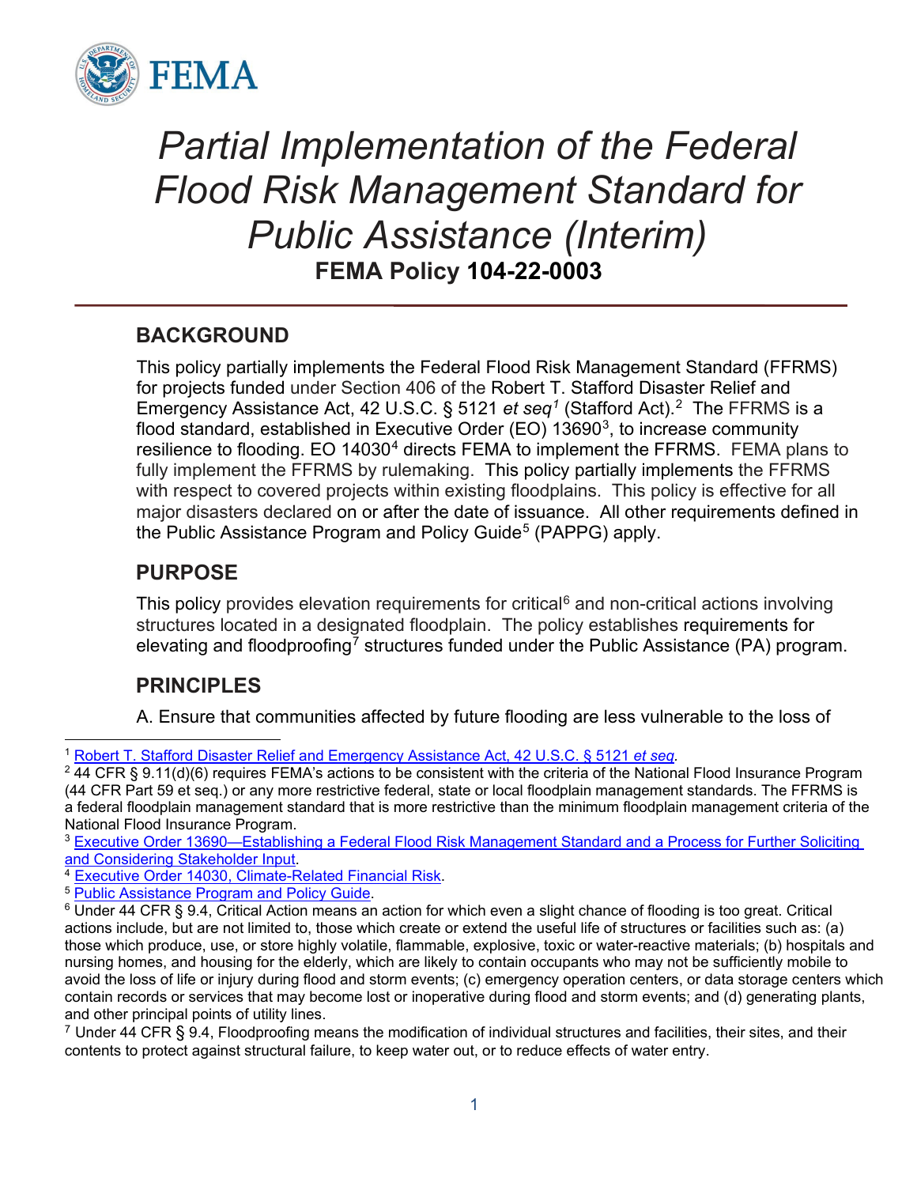# *Partial Implementation of the Federal Flood Risk Management Standard for Public Assistance (Interim)*

**FEMA Policy 104-22-0003**

## BACKGROUND

This policy partially implements the Federal Flood Risk Management Standard (FFRMS) for projects funded under Section 406 of the Robert T. Stafford Disaster Relief and Emergency Assistance Act, 42 U.S.C. § 5121 *et seq*[1] (Stafford Act).[2] The FFRMS is a flood standard, established in Executive Order (EO) 13690[3], to increase community resilience to flooding. EO 14030[4] directs FEMA to implement the FFRMS. FEMA plans to fully implement the FFRMS by rulemaking. This policy partially implements the FFRMS with respect to covered projects within existing floodplains. This policy is effective for all major disasters declared on or after the date of issuance. All other requirements defined in the Public Assistance Program and Policy Guide[5] (PAPPG) apply.

## PURPOSE

This policy provides elevation requirements for critical[6] and non-critical actions involving structures located in a designated floodplain. The policy establishes requirements for elevating and floodproofing[7] structures funded under the Public Assistance (PA) program.

## PRINCIPLES

A. Ensure that communities affected by future flooding are less vulnerable to the loss of

---

[1] Robert T. Stafford Disaster Relief and Emergency Assistance Act, 42 U.S.C. § 5121 *et seq*.

[2] 44 CFR § 9.11(d)(6) requires FEMA's actions to be consistent with the criteria of the National Flood Insurance Program (44 CFR Part 59 et seq.) or any more restrictive federal, state or local floodplain management standards. The FFRMS is a federal floodplain management standard that is more restrictive than the minimum floodplain management criteria of the National Flood Insurance Program.

[3] Executive Order 13690—Establishing a Federal Flood Risk Management Standard and a Process for Further Soliciting and Considering Stakeholder Input.

[4] Executive Order 14030, Climate-Related Financial Risk.

[5] Public Assistance Program and Policy Guide.

[6] Under 44 CFR § 9.4, Critical Action means an action for which even a slight chance of flooding is too great. Critical actions include, but are not limited to, those which create or extend the useful life of structures or facilities such as: (a) those which produce, use, or store highly volatile, flammable, explosive, toxic or water-reactive materials; (b) hospitals and nursing homes, and housing for the elderly, which are likely to contain occupants who may not be sufficiently mobile to avoid the loss of life or injury during flood and storm events; (c) emergency operation centers, or data storage centers which contain records or services that may become lost or inoperative during flood and storm events; and (d) generating plants, and other principal points of utility lines.

[7] Under 44 CFR § 9.4, Floodproofing means the modification of individual structures and facilities, their sites, and their contents to protect against structural failure, to keep water out, or to reduce effects of water entry.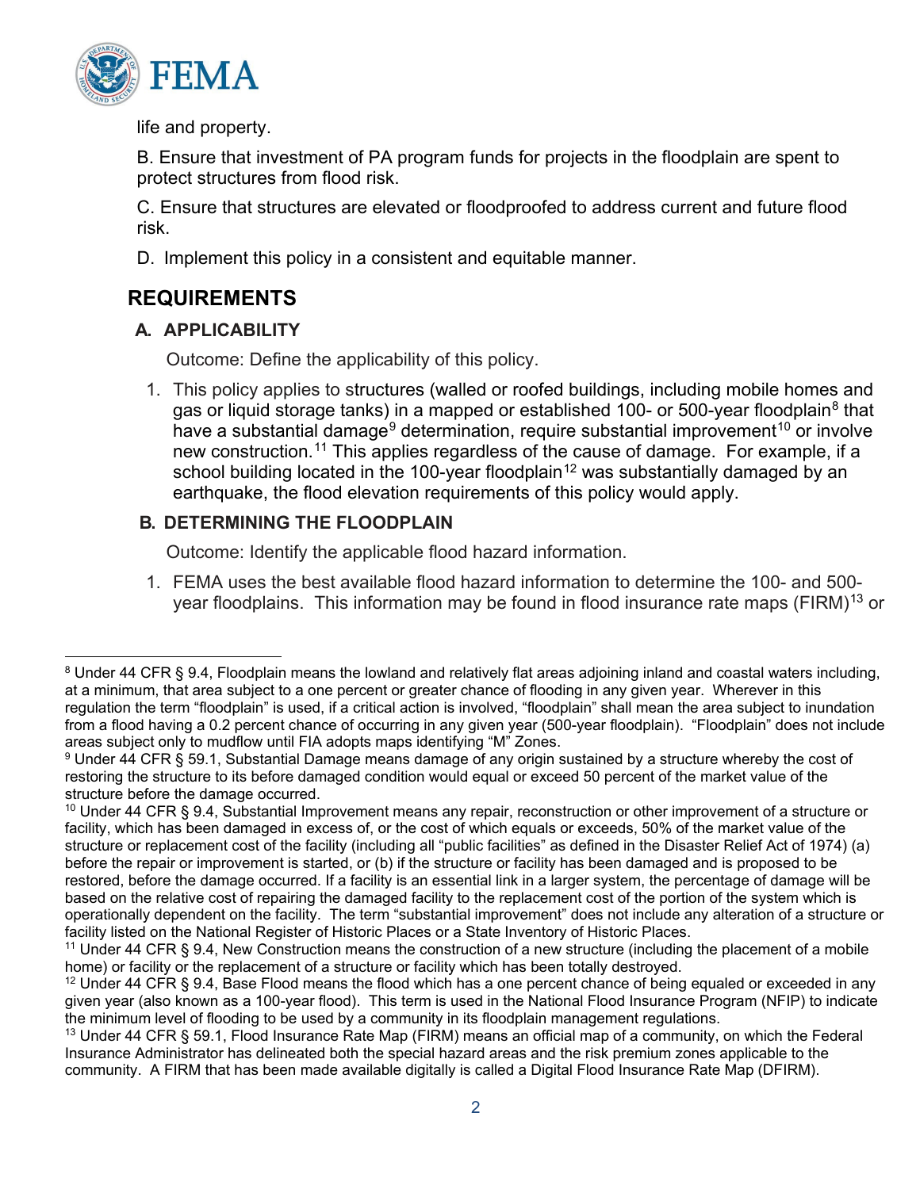life and property.

B. Ensure that investment of PA program funds for projects in the floodplain are spent to protect structures from flood risk.

C. Ensure that structures are elevated or floodproofed to address current and future flood risk.

D. Implement this policy in a consistent and equitable manner.

## REQUIREMENTS

### A. APPLICABILITY

Outcome: Define the applicability of this policy.

1. This policy applies to structures (walled or roofed buildings, including mobile homes and gas or liquid storage tanks) in a mapped or established 100- or 500-year floodplain[8] that have a substantial damage[9] determination, require substantial improvement[10] or involve new construction.[11] This applies regardless of the cause of damage. For example, if a school building located in the 100-year floodplain[12] was substantially damaged by an earthquake, the flood elevation requirements of this policy would apply.

### B. DETERMINING THE FLOODPLAIN

Outcome: Identify the applicable flood hazard information.

1. FEMA uses the best available flood hazard information to determine the 100- and 500-year floodplains. This information may be found in flood insurance rate maps (FIRM)[13] or

---

[8] Under 44 CFR § 9.4, Floodplain means the lowland and relatively flat areas adjoining inland and coastal waters including, at a minimum, that area subject to a one percent or greater chance of flooding in any given year. Wherever in this regulation the term "floodplain" is used, if a critical action is involved, "floodplain" shall mean the area subject to inundation from a flood having a 0.2 percent chance of occurring in any given year (500-year floodplain). "Floodplain" does not include areas subject only to mudflow until FIA adopts maps identifying "M" Zones.

[9] Under 44 CFR § 59.1, Substantial Damage means damage of any origin sustained by a structure whereby the cost of restoring the structure to its before damaged condition would equal or exceed 50 percent of the market value of the structure before the damage occurred.

[10] Under 44 CFR § 9.4, Substantial Improvement means any repair, reconstruction or other improvement of a structure or facility, which has been damaged in excess of, or the cost of which equals or exceeds, 50% of the market value of the structure or replacement cost of the facility (including all "public facilities" as defined in the Disaster Relief Act of 1974) (a) before the repair or improvement is started, or (b) if the structure or facility has been damaged and is proposed to be restored, before the damage occurred. If a facility is an essential link in a larger system, the percentage of damage will be based on the relative cost of repairing the damaged facility to the replacement cost of the portion of the system which is operationally dependent on the facility. The term "substantial improvement" does not include any alteration of a structure or facility listed on the National Register of Historic Places or a State Inventory of Historic Places.

[11] Under 44 CFR § 9.4, New Construction means the construction of a new structure (including the placement of a mobile home) or facility or the replacement of a structure or facility which has been totally destroyed.

[12] Under 44 CFR § 9.4, Base Flood means the flood which has a one percent chance of being equaled or exceeded in any given year (also known as a 100-year flood). This term is used in the National Flood Insurance Program (NFIP) to indicate the minimum level of flooding to be used by a community in its floodplain management regulations.

[13] Under 44 CFR § 59.1, Flood Insurance Rate Map (FIRM) means an official map of a community, on which the Federal Insurance Administrator has delineated both the special hazard areas and the risk premium zones applicable to the community. A FIRM that has been made available digitally is called a Digital Flood Insurance Rate Map (DFIRM).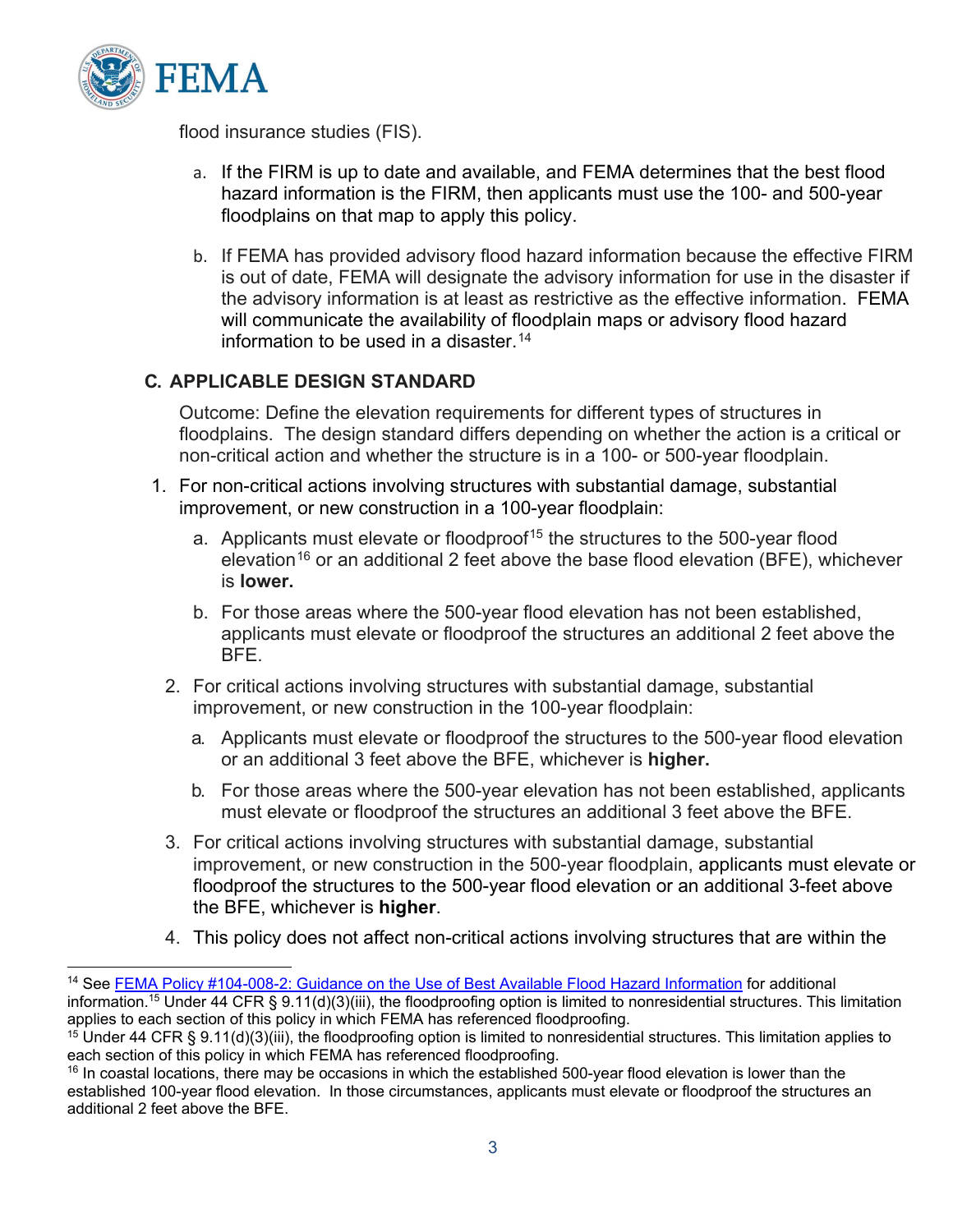flood insurance studies (FIS).

a. If the FIRM is up to date and available, and FEMA determines that the best flood hazard information is the FIRM, then applicants must use the 100- and 500-year floodplains on that map to apply this policy.

b. If FEMA has provided advisory flood hazard information because the effective FIRM is out of date, FEMA will designate the advisory information for use in the disaster if the advisory information is at least as restrictive as the effective information. FEMA will communicate the availability of floodplain maps or advisory flood hazard information to be used in a disaster.[14]

### C. APPLICABLE DESIGN STANDARD

Outcome: Define the elevation requirements for different types of structures in floodplains. The design standard differs depending on whether the action is a critical or non-critical action and whether the structure is in a 100- or 500-year floodplain.

1. For non-critical actions involving structures with substantial damage, substantial improvement, or new construction in a 100-year floodplain:
   a. Applicants must elevate or floodproof[15] the structures to the 500-year flood elevation[16] or an additional 2 feet above the base flood elevation (BFE), whichever is **lower.**
   b. For those areas where the 500-year flood elevation has not been established, applicants must elevate or floodproof the structures an additional 2 feet above the BFE.
2. For critical actions involving structures with substantial damage, substantial improvement, or new construction in the 100-year floodplain:
   a. Applicants must elevate or floodproof the structures to the 500-year flood elevation or an additional 3 feet above the BFE, whichever is **higher.**
   b. For those areas where the 500-year elevation has not been established, applicants must elevate or floodproof the structures an additional 3 feet above the BFE.
3. For critical actions involving structures with substantial damage, substantial improvement, or new construction in the 500-year floodplain, applicants must elevate or floodproof the structures to the 500-year flood elevation or an additional 3-feet above the BFE, whichever is **higher**.
4. This policy does not affect non-critical actions involving structures that are within the

---

[14] See FEMA Policy #104-008-2: Guidance on the Use of Best Available Flood Hazard Information for additional information.[15] Under 44 CFR § 9.11(d)(3)(iii), the floodproofing option is limited to nonresidential structures. This limitation applies to each section of this policy in which FEMA has referenced floodproofing.

[15] Under 44 CFR § 9.11(d)(3)(iii), the floodproofing option is limited to nonresidential structures. This limitation applies to each section of this policy in which FEMA has referenced floodproofing.

[16] In coastal locations, there may be occasions in which the established 500-year flood elevation is lower than the established 100-year flood elevation. In those circumstances, applicants must elevate or floodproof the structures an additional 2 feet above the BFE.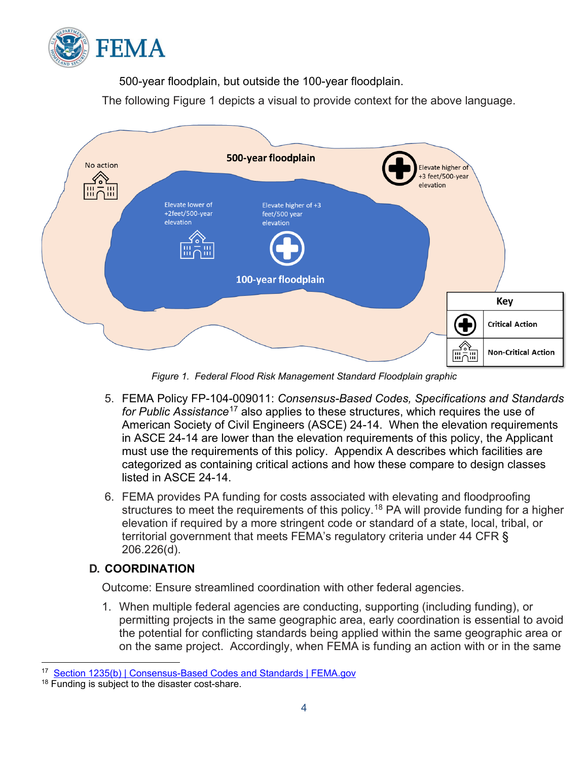500-year floodplain, but outside the 100-year floodplain.

The following Figure 1 depicts a visual to provide context for the above language.

*Figure 1. Federal Flood Risk Management Standard Floodplain graphic*

5. FEMA Policy FP-104-009011: *Consensus-Based Codes, Specifications and Standards for Public Assistance*[17] also applies to these structures, which requires the use of American Society of Civil Engineers (ASCE) 24-14. When the elevation requirements in ASCE 24-14 are lower than the elevation requirements of this policy, the Applicant must use the requirements of this policy. Appendix A describes which facilities are categorized as containing critical actions and how these compare to design classes listed in ASCE 24-14.

6. FEMA provides PA funding for costs associated with elevating and floodproofing structures to meet the requirements of this policy.[18] PA will provide funding for a higher elevation if required by a more stringent code or standard of a state, local, tribal, or territorial government that meets FEMA's regulatory criteria under 44 CFR § 206.226(d).

## D. COORDINATION

Outcome: Ensure streamlined coordination with other federal agencies.

1. When multiple federal agencies are conducting, supporting (including funding), or permitting projects in the same geographic area, early coordination is essential to avoid the potential for conflicting standards being applied within the same geographic area or on the same project. Accordingly, when FEMA is funding an action with or in the same

---

[17] [Section 1235(b) | Consensus-Based Codes and Standards | FEMA.gov](#)

[18] Funding is subject to the disaster cost-share.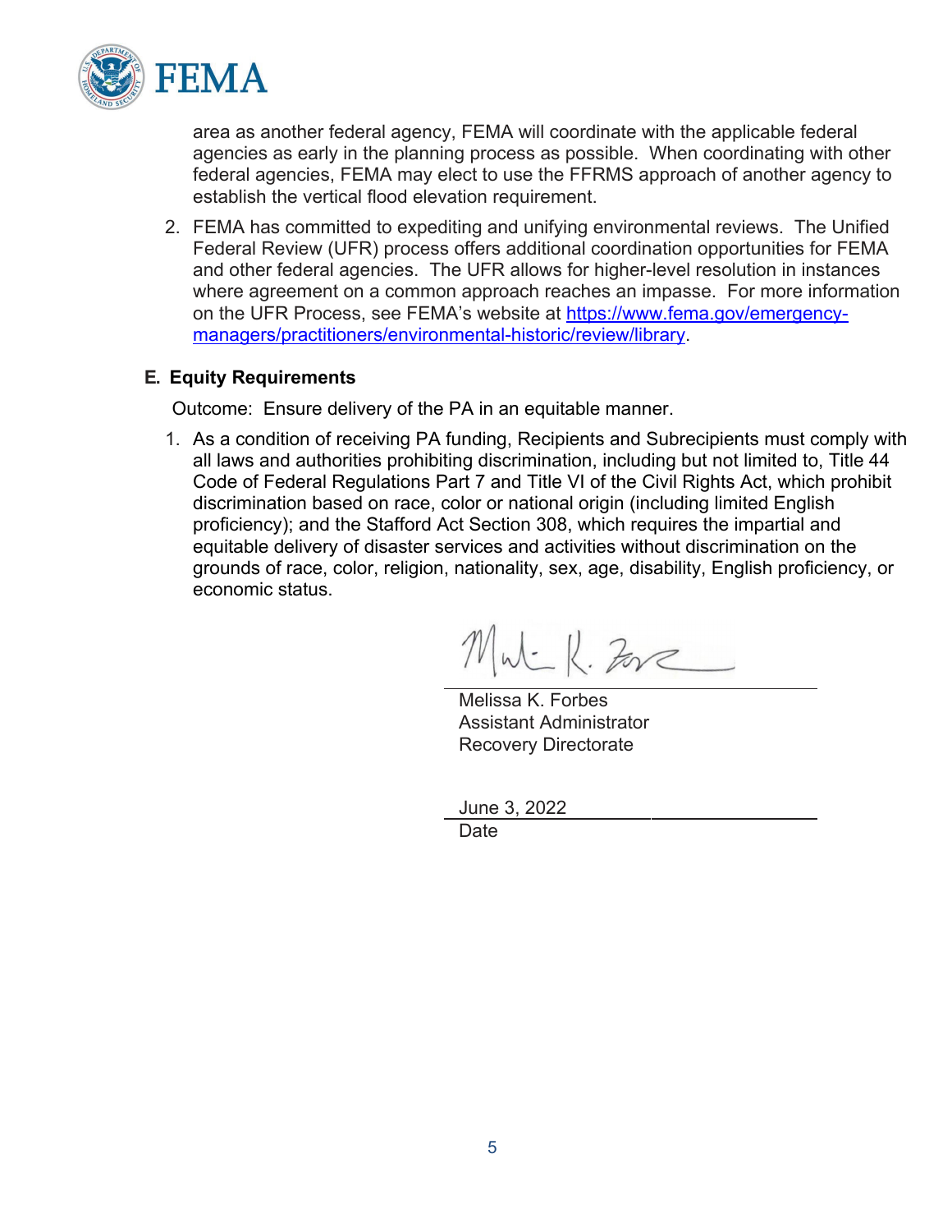area as another federal agency, FEMA will coordinate with the applicable federal agencies as early in the planning process as possible. When coordinating with other federal agencies, FEMA may elect to use the FFRMS approach of another agency to establish the vertical flood elevation requirement.

2. FEMA has committed to expediting and unifying environmental reviews. The Unified Federal Review (UFR) process offers additional coordination opportunities for FEMA and other federal agencies. The UFR allows for higher-level resolution in instances where agreement on a common approach reaches an impasse. For more information on the UFR Process, see FEMA's website at [https://www.fema.gov/emergency-managers/practitioners/environmental-historic/review/library](https://www.fema.gov/emergency-managers/practitioners/environmental-historic/review/library).

### E. Equity Requirements

Outcome: Ensure delivery of the PA in an equitable manner.

1. As a condition of receiving PA funding, Recipients and Subrecipients must comply with all laws and authorities prohibiting discrimination, including but not limited to, Title 44 Code of Federal Regulations Part 7 and Title VI of the Civil Rights Act, which prohibit discrimination based on race, color or national origin (including limited English proficiency); and the Stafford Act Section 308, which requires the impartial and equitable delivery of disaster services and activities without discrimination on the grounds of race, color, religion, nationality, sex, age, disability, English proficiency, or economic status.

Melissa K. Forbes
Assistant Administrator
Recovery Directorate

June 3, 2022
Date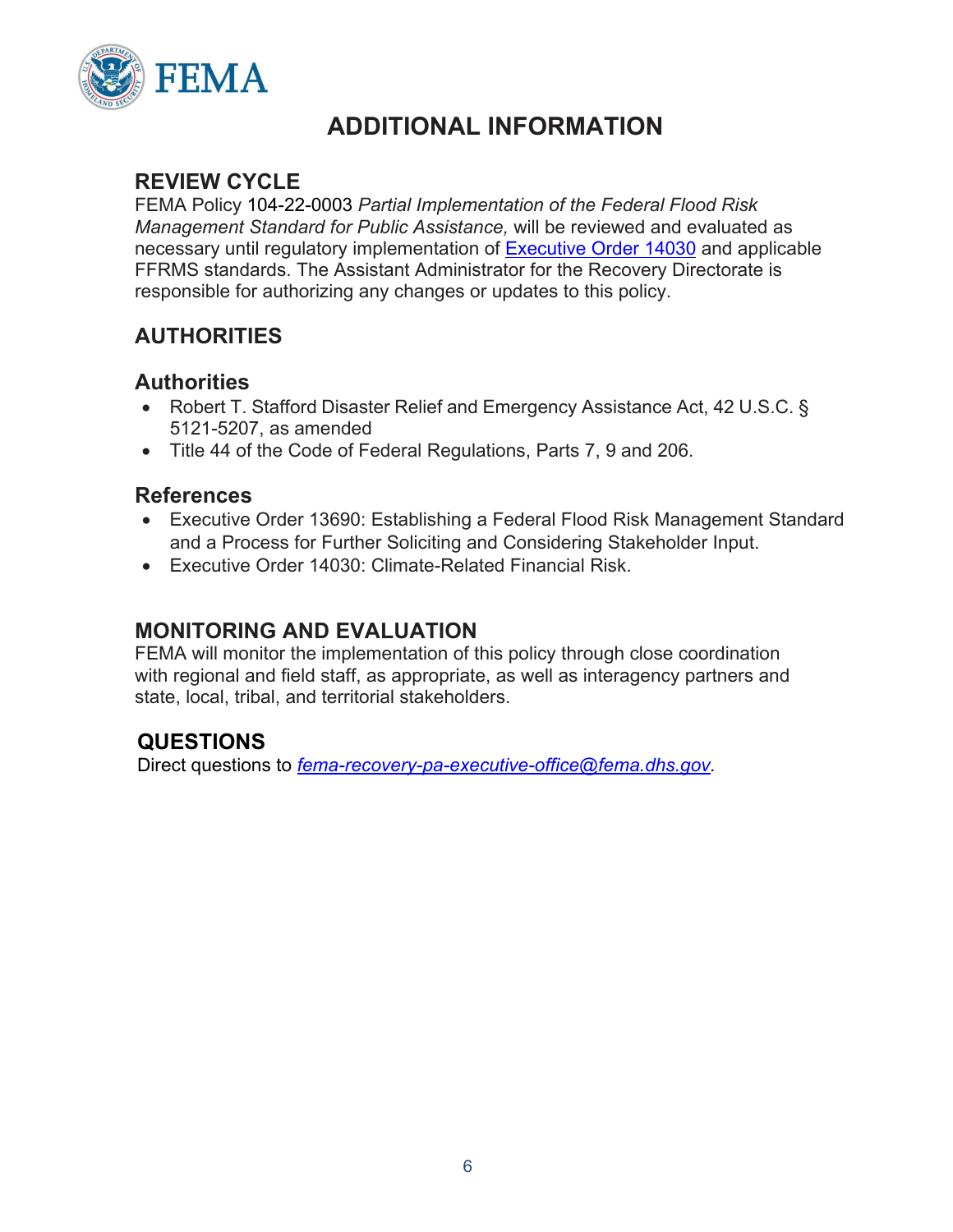# ADDITIONAL INFORMATION

## REVIEW CYCLE

FEMA Policy 104-22-0003 *Partial Implementation of the Federal Flood Risk Management Standard for Public Assistance,* will be reviewed and evaluated as necessary until regulatory implementation of [Executive Order 14030]() and applicable FFRMS standards. The Assistant Administrator for the Recovery Directorate is responsible for authorizing any changes or updates to this policy.

## AUTHORITIES

### Authorities

- Robert T. Stafford Disaster Relief and Emergency Assistance Act, 42 U.S.C. § 5121-5207, as amended
- Title 44 of the Code of Federal Regulations, Parts 7, 9 and 206.

### References

- Executive Order 13690: Establishing a Federal Flood Risk Management Standard and a Process for Further Soliciting and Considering Stakeholder Input.
- Executive Order 14030: Climate-Related Financial Risk.

## MONITORING AND EVALUATION

FEMA will monitor the implementation of this policy through close coordination with regional and field staff, as appropriate, as well as interagency partners and state, local, tribal, and territorial stakeholders.

## QUESTIONS

Direct questions to *fema-recovery-pa-executive-office@fema.dhs.gov*.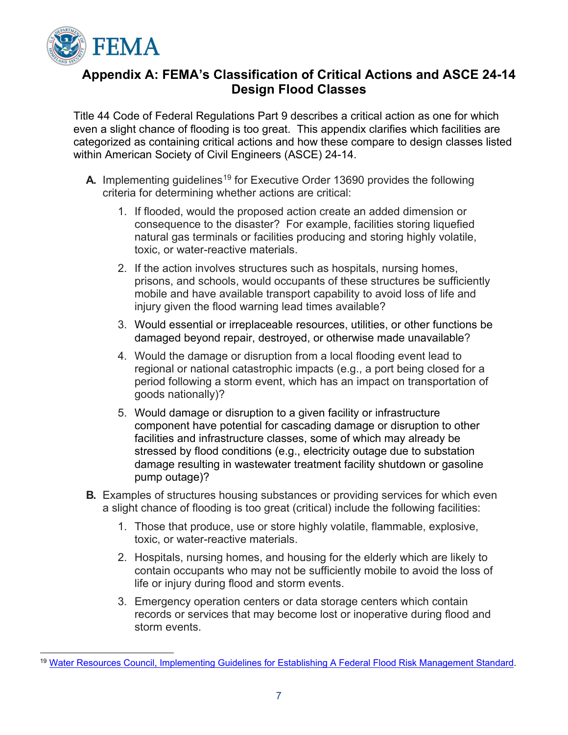# Appendix A: FEMA's Classification of Critical Actions and ASCE 24-14 Design Flood Classes

Title 44 Code of Federal Regulations Part 9 describes a critical action as one for which even a slight chance of flooding is too great. This appendix clarifies which facilities are categorized as containing critical actions and how these compare to design classes listed within American Society of Civil Engineers (ASCE) 24-14.

**A.** Implementing guidelines[19] for Executive Order 13690 provides the following criteria for determining whether actions are critical:

1. If flooded, would the proposed action create an added dimension or consequence to the disaster? For example, facilities storing liquefied natural gas terminals or facilities producing and storing highly volatile, toxic, or water-reactive materials.
2. If the action involves structures such as hospitals, nursing homes, prisons, and schools, would occupants of these structures be sufficiently mobile and have available transport capability to avoid loss of life and injury given the flood warning lead times available?
3. Would essential or irreplaceable resources, utilities, or other functions be damaged beyond repair, destroyed, or otherwise made unavailable?
4. Would the damage or disruption from a local flooding event lead to regional or national catastrophic impacts (e.g., a port being closed for a period following a storm event, which has an impact on transportation of goods nationally)?
5. Would damage or disruption to a given facility or infrastructure component have potential for cascading damage or disruption to other facilities and infrastructure classes, some of which may already be stressed by flood conditions (e.g., electricity outage due to substation damage resulting in wastewater treatment facility shutdown or gasoline pump outage)?

**B.** Examples of structures housing substances or providing services for which even a slight chance of flooding is too great (critical) include the following facilities:

1. Those that produce, use or store highly volatile, flammable, explosive, toxic, or water-reactive materials.
2. Hospitals, nursing homes, and housing for the elderly which are likely to contain occupants who may not be sufficiently mobile to avoid the loss of life or injury during flood and storm events.
3. Emergency operation centers or data storage centers which contain records or services that may become lost or inoperative during flood and storm events.

[19] Water Resources Council, Implementing Guidelines for Establishing A Federal Flood Risk Management Standard.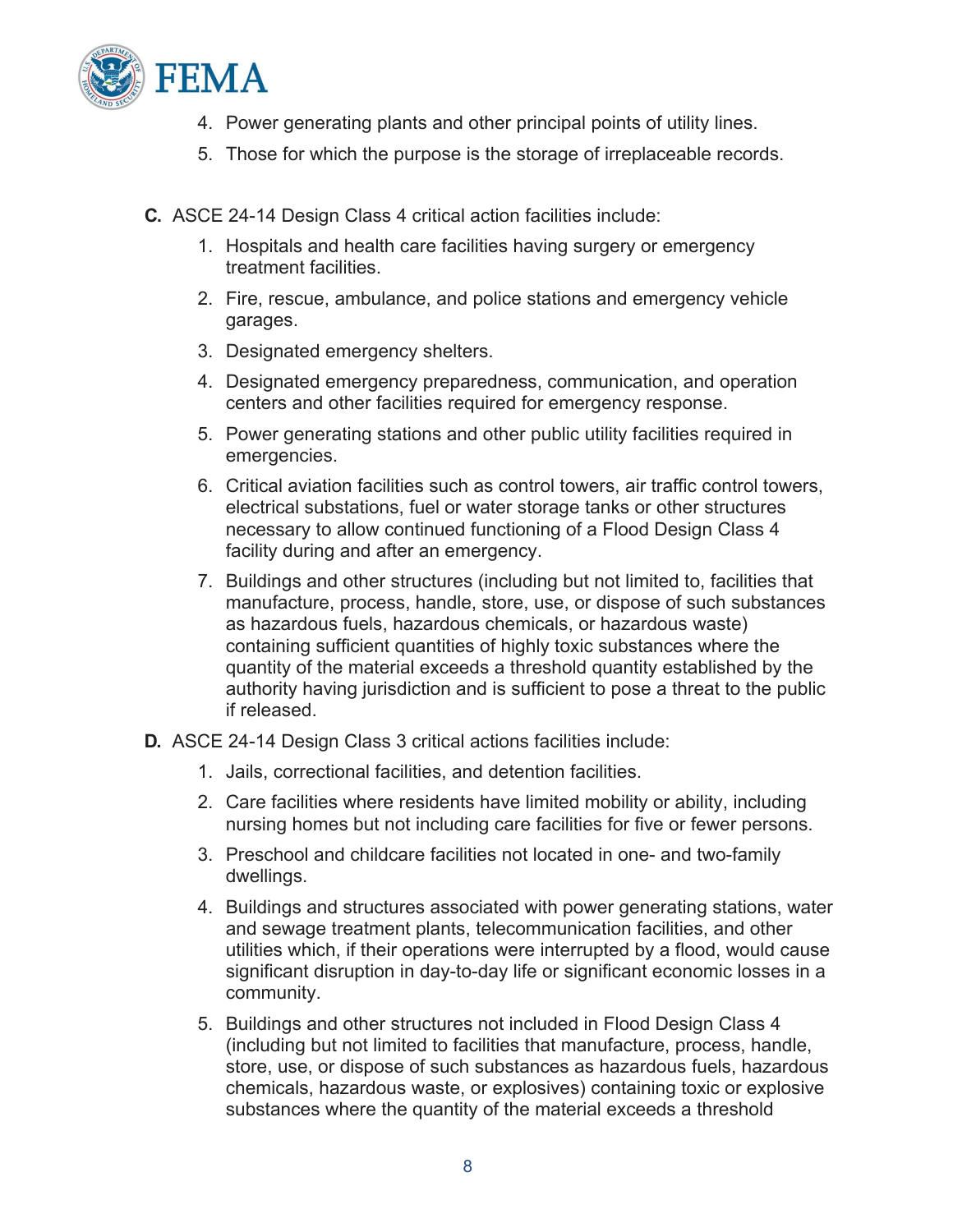4. Power generating plants and other principal points of utility lines.
5. Those for which the purpose is the storage of irreplaceable records.

**C.** ASCE 24-14 Design Class 4 critical action facilities include:

1. Hospitals and health care facilities having surgery or emergency treatment facilities.
2. Fire, rescue, ambulance, and police stations and emergency vehicle garages.
3. Designated emergency shelters.
4. Designated emergency preparedness, communication, and operation centers and other facilities required for emergency response.
5. Power generating stations and other public utility facilities required in emergencies.
6. Critical aviation facilities such as control towers, air traffic control towers, electrical substations, fuel or water storage tanks or other structures necessary to allow continued functioning of a Flood Design Class 4 facility during and after an emergency.
7. Buildings and other structures (including but not limited to, facilities that manufacture, process, handle, store, use, or dispose of such substances as hazardous fuels, hazardous chemicals, or hazardous waste) containing sufficient quantities of highly toxic substances where the quantity of the material exceeds a threshold quantity established by the authority having jurisdiction and is sufficient to pose a threat to the public if released.

**D.** ASCE 24-14 Design Class 3 critical actions facilities include:

1. Jails, correctional facilities, and detention facilities.
2. Care facilities where residents have limited mobility or ability, including nursing homes but not including care facilities for five or fewer persons.
3. Preschool and childcare facilities not located in one- and two-family dwellings.
4. Buildings and structures associated with power generating stations, water and sewage treatment plants, telecommunication facilities, and other utilities which, if their operations were interrupted by a flood, would cause significant disruption in day-to-day life or significant economic losses in a community.
5. Buildings and other structures not included in Flood Design Class 4 (including but not limited to facilities that manufacture, process, handle, store, use, or dispose of such substances as hazardous fuels, hazardous chemicals, hazardous waste, or explosives) containing toxic or explosive substances where the quantity of the material exceeds a threshold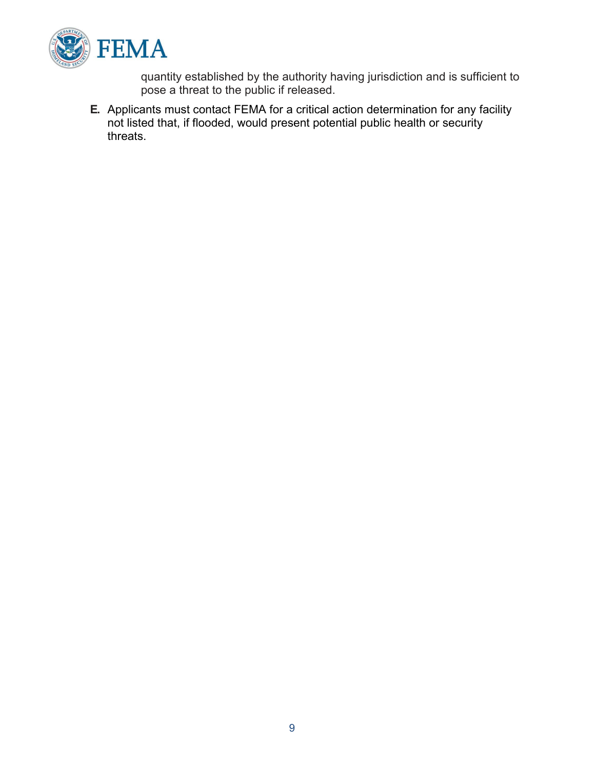quantity established by the authority having jurisdiction and is sufficient to pose a threat to the public if released.

**E.** Applicants must contact FEMA for a critical action determination for any facility not listed that, if flooded, would present potential public health or security threats.